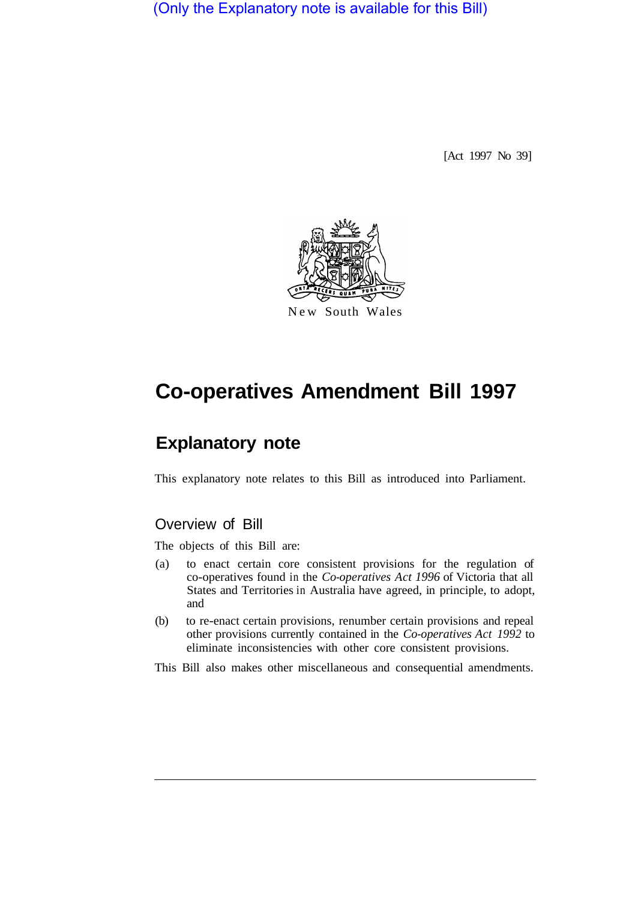(Only the Explanatory note is available for this Bill)

[Act 1997 No 39]

New South Wales

# Co-operatives Amendment Bill 1997

## Explanatory note

This explanatory note relates to this Bill as introduced into Parliament.

### Overview of Bill

The objects of this Bill are:

(a) to enact certain core consistent provisions for the regulation of co-operatives found in the *Co-operatives Act 1996* of Victoria that all States and Territories in Australia have agreed, in principle, to adopt, and

(b) to re-enact certain provisions, renumber certain provisions and repeal other provisions currently contained in the *Co-operatives Act 1992* to eliminate inconsistencies with other core consistent provisions.

This Bill also makes other miscellaneous and consequential amendments.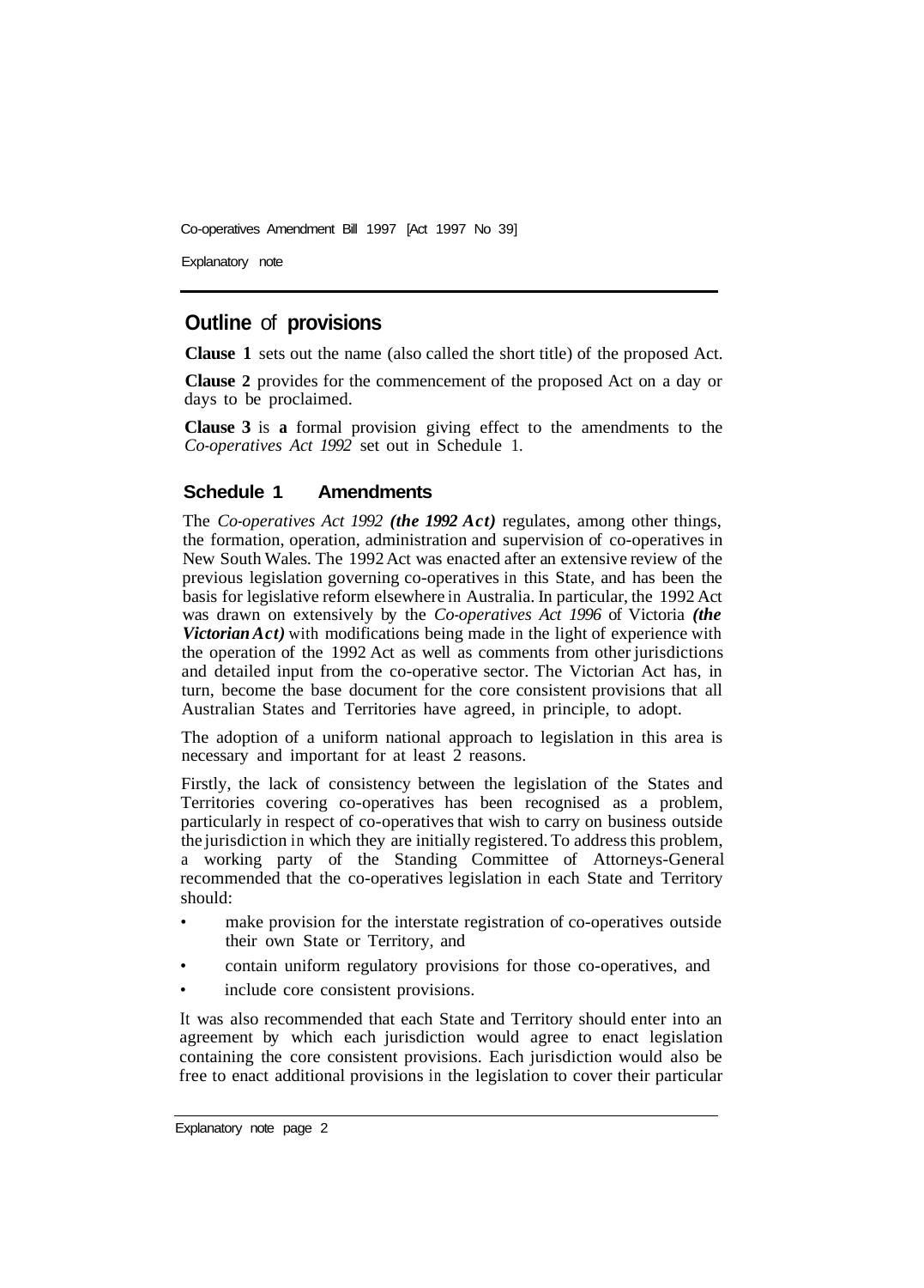## Outline of provisions

**Clause 1** sets out the name (also called the short title) of the proposed Act.

**Clause 2** provides for the commencement of the proposed Act on a day or days to be proclaimed.

**Clause 3** is **a** formal provision giving effect to the amendments to the *Co-operatives Act 1992* set out in Schedule 1.

### Schedule 1 Amendments

The *Co-operatives Act 1992* ***(the 1992 Act)*** regulates, among other things, the formation, operation, administration and supervision of co-operatives in New South Wales. The 1992 Act was enacted after an extensive review of the previous legislation governing co-operatives in this State, and has been the basis for legislative reform elsewhere in Australia. In particular, the 1992 Act was drawn on extensively by the *Co-operatives Act 1996* of Victoria ***(the Victorian Act)*** with modifications being made in the light of experience with the operation of the 1992 Act as well as comments from other jurisdictions and detailed input from the co-operative sector. The Victorian Act has, in turn, become the base document for the core consistent provisions that all Australian States and Territories have agreed, in principle, to adopt.

The adoption of a uniform national approach to legislation in this area is necessary and important for at least 2 reasons.

Firstly, the lack of consistency between the legislation of the States and Territories covering co-operatives has been recognised as a problem, particularly in respect of co-operatives that wish to carry on business outside the jurisdiction in which they are initially registered. To address this problem, a working party of the Standing Committee of Attorneys-General recommended that the co-operatives legislation in each State and Territory should:

- make provision for the interstate registration of co-operatives outside their own State or Territory, and
- contain uniform regulatory provisions for those co-operatives, and
- include core consistent provisions.

It was also recommended that each State and Territory should enter into an agreement by which each jurisdiction would agree to enact legislation containing the core consistent provisions. Each jurisdiction would also be free to enact additional provisions in the legislation to cover their particular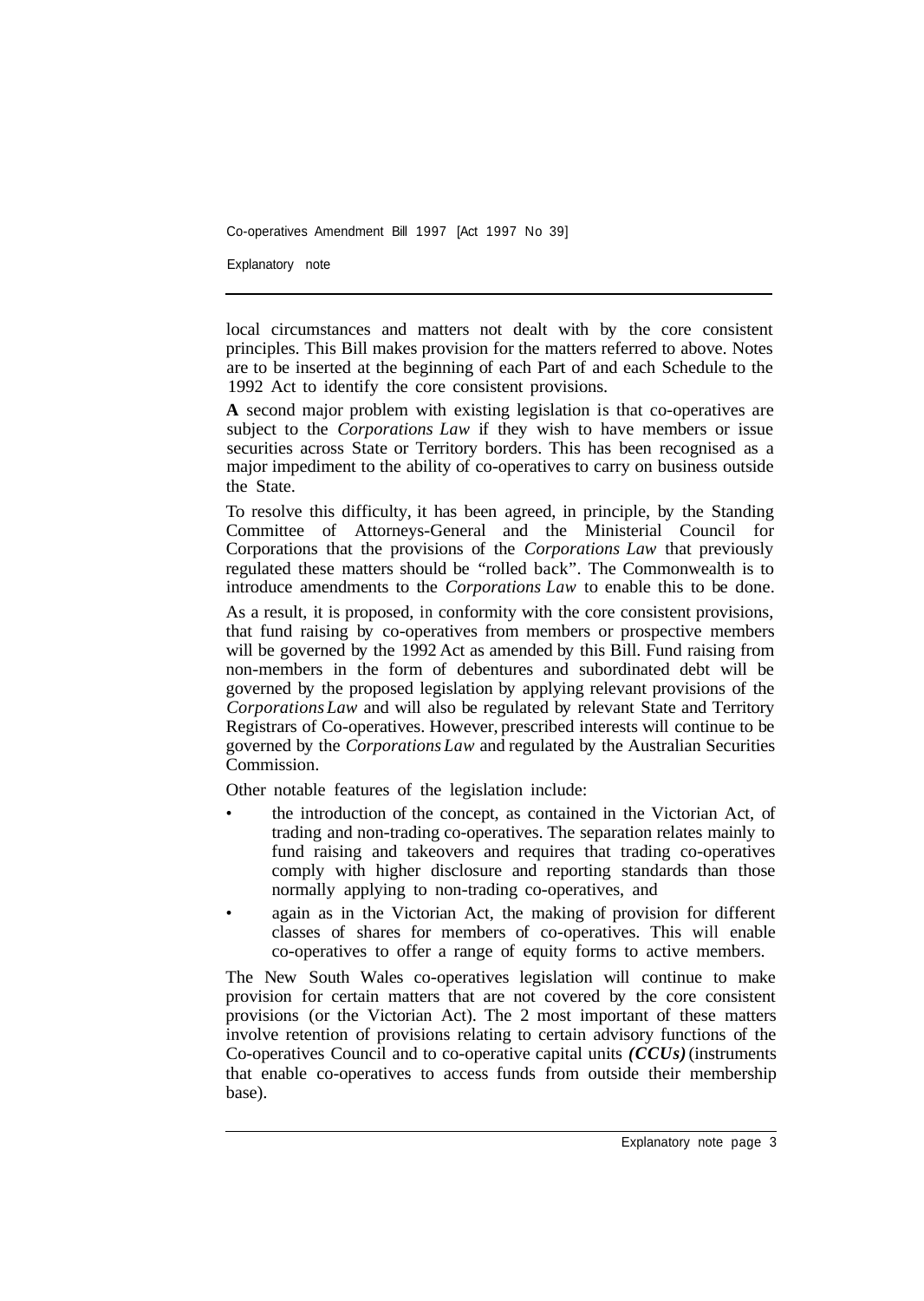local circumstances and matters not dealt with by the core consistent principles. This Bill makes provision for the matters referred to above. Notes are to be inserted at the beginning of each Part of and each Schedule to the 1992 Act to identify the core consistent provisions.

**A** second major problem with existing legislation is that co-operatives are subject to the *Corporations Law* if they wish to have members or issue securities across State or Territory borders. This has been recognised as a major impediment to the ability of co-operatives to carry on business outside the State.

To resolve this difficulty, it has been agreed, in principle, by the Standing Committee of Attorneys-General and the Ministerial Council for Corporations that the provisions of the *Corporations Law* that previously regulated these matters should be "rolled back". The Commonwealth is to introduce amendments to the *Corporations Law* to enable this to be done.

As a result, it is proposed, in conformity with the core consistent provisions, that fund raising by co-operatives from members or prospective members will be governed by the 1992 Act as amended by this Bill. Fund raising from non-members in the form of debentures and subordinated debt will be governed by the proposed legislation by applying relevant provisions of the *Corporations Law* and will also be regulated by relevant State and Territory Registrars of Co-operatives. However, prescribed interests will continue to be governed by the *Corporations Law* and regulated by the Australian Securities Commission.

Other notable features of the legislation include:

- the introduction of the concept, as contained in the Victorian Act, of trading and non-trading co-operatives. The separation relates mainly to fund raising and takeovers and requires that trading co-operatives comply with higher disclosure and reporting standards than those normally applying to non-trading co-operatives, and
- again as in the Victorian Act, the making of provision for different classes of shares for members of co-operatives. This will enable co-operatives to offer a range of equity forms to active members.

The New South Wales co-operatives legislation will continue to make provision for certain matters that are not covered by the core consistent provisions (or the Victorian Act). The 2 most important of these matters involve retention of provisions relating to certain advisory functions of the Co-operatives Council and to co-operative capital units ***(CCUs)*** (instruments that enable co-operatives to access funds from outside their membership base).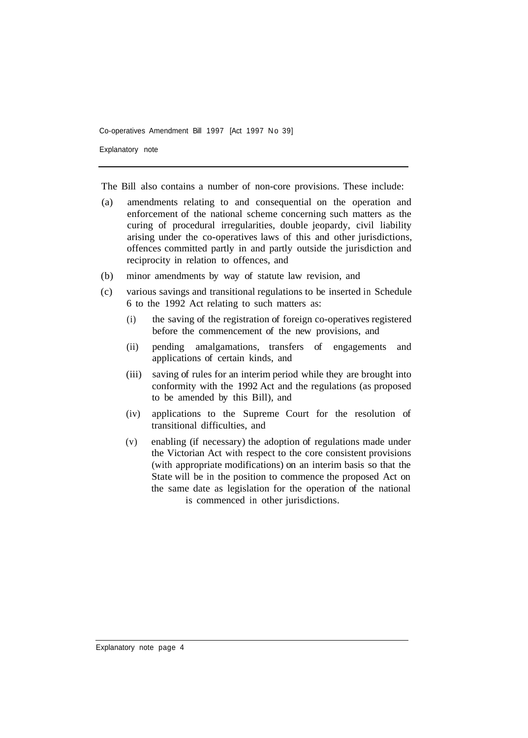The Bill also contains a number of non-core provisions. These include:

(a) amendments relating to and consequential on the operation and enforcement of the national scheme concerning such matters as the curing of procedural irregularities, double jeopardy, civil liability arising under the co-operatives laws of this and other jurisdictions, offences committed partly in and partly outside the jurisdiction and reciprocity in relation to offences, and

(b) minor amendments by way of statute law revision, and

(c) various savings and transitional regulations to be inserted in Schedule 6 to the 1992 Act relating to such matters as:

  (i) the saving of the registration of foreign co-operatives registered before the commencement of the new provisions, and

  (ii) pending amalgamations, transfers of engagements and applications of certain kinds, and

  (iii) saving of rules for an interim period while they are brought into conformity with the 1992 Act and the regulations (as proposed to be amended by this Bill), and

  (iv) applications to the Supreme Court for the resolution of transitional difficulties, and

  (v) enabling (if necessary) the adoption of regulations made under the Victorian Act with respect to the core consistent provisions (with appropriate modifications) on an interim basis so that the State will be in the position to commence the proposed Act on the same date as legislation for the operation of the national is commenced in other jurisdictions.